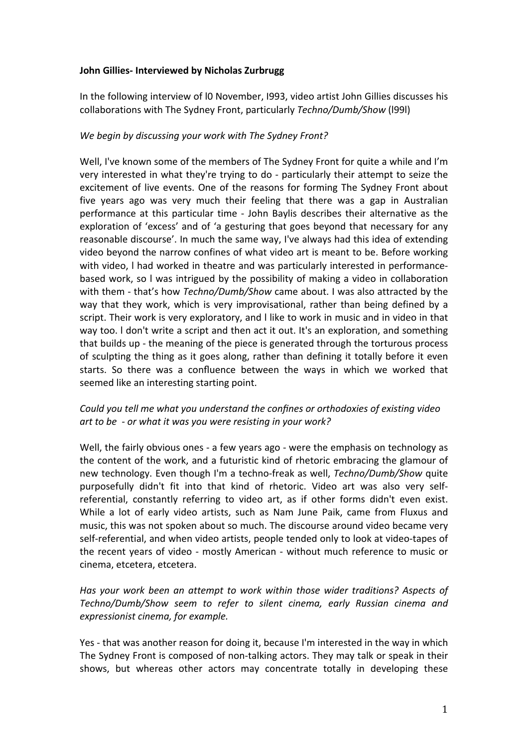**John Gillies- Interviewed by Nicholas Zurbrugg**

In the following interview of l0 November, I993, video artist John Gillies discusses his collaborations with The Sydney Front, particularly *Techno/Dumb/Show* (l99l)

*We begin by discussing your work with The Sydney Front?*

Well, I've known some of the members of The Sydney Front for quite a while and I'm very interested in what they're trying to do - particularly their attempt to seize the excitement of live events. One of the reasons for forming The Sydney Front about five years ago was very much their feeling that there was a gap in Australian performance at this particular time - John Baylis describes their alternative as the exploration of 'excess' and of 'a gesturing that goes beyond that necessary for any reasonable discourse'. In much the same way, I've always had this idea of extending video beyond the narrow confines of what video art is meant to be. Before working with video, l had worked in theatre and was particularly interested in performance-based work, so l was intrigued by the possibility of making a video in collaboration with them - that's how *Techno/Dumb/Show* came about. I was also attracted by the way that they work, which is very improvisational, rather than being defined by a script. Their work is very exploratory, and l like to work in music and in video in that way too. l don't write a script and then act it out. It's an exploration, and something that builds up - the meaning of the piece is generated through the torturous process of sculpting the thing as it goes along, rather than defining it totally before it even starts. So there was a confluence between the ways in which we worked that seemed like an interesting starting point.

*Could you tell me what you understand the confines or orthodoxies of existing video art to be - or what it was you were resisting in your work?*

Well, the fairly obvious ones - a few years ago - were the emphasis on technology as the content of the work, and a futuristic kind of rhetoric embracing the glamour of new technology. Even though I'm a techno-freak as well, *Techno/Dumb/Show* quite purposefully didn't fit into that kind of rhetoric. Video art was also very self-referential, constantly referring to video art, as if other forms didn't even exist. While a lot of early video artists, such as Nam June Paik, came from Fluxus and music, this was not spoken about so much. The discourse around video became very self-referential, and when video artists, people tended only to look at video-tapes of the recent years of video - mostly American - without much reference to music or cinema, etcetera, etcetera.

*Has your work been an attempt to work within those wider traditions? Aspects of Techno/Dumb/Show seem to refer to silent cinema, early Russian cinema and expressionist cinema, for example.*

Yes - that was another reason for doing it, because I'm interested in the way in which The Sydney Front is composed of non-talking actors. They may talk or speak in their shows, but whereas other actors may concentrate totally in developing these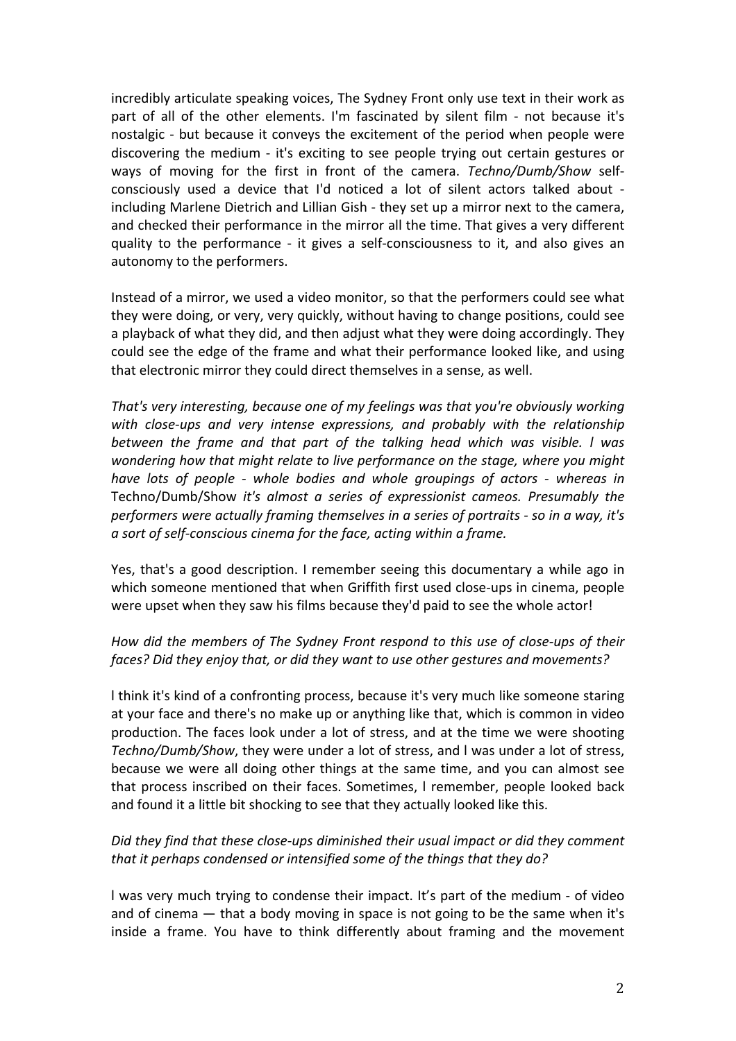incredibly articulate speaking voices, The Sydney Front only use text in their work as part of all of the other elements. I'm fascinated by silent film - not because it's nostalgic - but because it conveys the excitement of the period when people were discovering the medium - it's exciting to see people trying out certain gestures or ways of moving for the first in front of the camera. *Techno/Dumb/Show* self-consciously used a device that I'd noticed a lot of silent actors talked about - including Marlene Dietrich and Lillian Gish - they set up a mirror next to the camera, and checked their performance in the mirror all the time. That gives a very different quality to the performance - it gives a self-consciousness to it, and also gives an autonomy to the performers.

Instead of a mirror, we used a video monitor, so that the performers could see what they were doing, or very, very quickly, without having to change positions, could see a playback of what they did, and then adjust what they were doing accordingly. They could see the edge of the frame and what their performance looked like, and using that electronic mirror they could direct themselves in a sense, as well.

*That's very interesting, because one of my feelings was that you're obviously working with close-ups and very intense expressions, and probably with the relationship between the frame and that part of the talking head which was visible. I was wondering how that might relate to live performance on the stage, where you might have lots of people - whole bodies and whole groupings of actors - whereas in* Techno/Dumb/Show *it's almost a series of expressionist cameos. Presumably the performers were actually framing themselves in a series of portraits - so in a way, it's a sort of self-conscious cinema for the face, acting within a frame.*

Yes, that's a good description. I remember seeing this documentary a while ago in which someone mentioned that when Griffith first used close-ups in cinema, people were upset when they saw his films because they'd paid to see the whole actor!

*How did the members of The Sydney Front respond to this use of close-ups of their faces? Did they enjoy that, or did they want to use other gestures and movements?*

I think it's kind of a confronting process, because it's very much like someone staring at your face and there's no make up or anything like that, which is common in video production. The faces look under a lot of stress, and at the time we were shooting *Techno/Dumb/Show*, they were under a lot of stress, and I was under a lot of stress, because we were all doing other things at the same time, and you can almost see that process inscribed on their faces. Sometimes, I remember, people looked back and found it a little bit shocking to see that they actually looked like this.

*Did they find that these close-ups diminished their usual impact or did they comment that it perhaps condensed or intensified some of the things that they do?*

I was very much trying to condense their impact. It's part of the medium - of video and of cinema — that a body moving in space is not going to be the same when it's inside a frame. You have to think differently about framing and the movement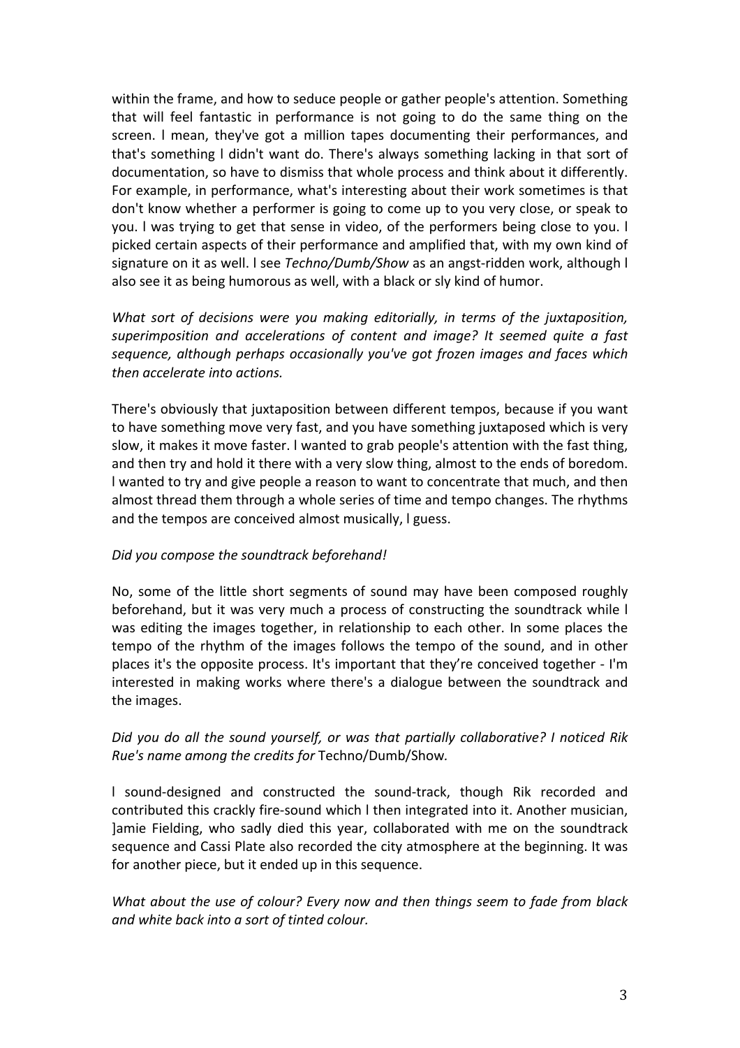within the frame, and how to seduce people or gather people's attention. Something that will feel fantastic in performance is not going to do the same thing on the screen. l mean, they've got a million tapes documenting their performances, and that's something l didn't want do. There's always something lacking in that sort of documentation, so have to dismiss that whole process and think about it differently. For example, in performance, what's interesting about their work sometimes is that don't know whether a performer is going to come up to you very close, or speak to you. l was trying to get that sense in video, of the performers being close to you. I picked certain aspects of their performance and amplified that, with my own kind of signature on it as well. l see *Techno/Dumb/Show* as an angst-ridden work, although I also see it as being humorous as well, with a black or sly kind of humor.

*What sort of decisions were you making editorially, in terms of the juxtaposition, superimposition and accelerations of content and image? It seemed quite a fast sequence, although perhaps occasionally you've got frozen images and faces which then accelerate into actions.*

There's obviously that juxtaposition between different tempos, because if you want to have something move very fast, and you have something juxtaposed which is very slow, it makes it move faster. l wanted to grab people's attention with the fast thing, and then try and hold it there with a very slow thing, almost to the ends of boredom. l wanted to try and give people a reason to want to concentrate that much, and then almost thread them through a whole series of time and tempo changes. The rhythms and the tempos are conceived almost musically, l guess.

*Did you compose the soundtrack beforehand!*

No, some of the little short segments of sound may have been composed roughly beforehand, but it was very much a process of constructing the soundtrack while I was editing the images together, in relationship to each other. In some places the tempo of the rhythm of the images follows the tempo of the sound, and in other places it's the opposite process. It's important that they're conceived together - I'm interested in making works where there's a dialogue between the soundtrack and the images.

*Did you do all the sound yourself, or was that partially collaborative? I noticed Rik Rue's name among the credits for* Techno/Dumb/Show.

l sound-designed and constructed the sound-track, though Rik recorded and contributed this crackly fire-sound which l then integrated into it. Another musician, ]amie Fielding, who sadly died this year, collaborated with me on the soundtrack sequence and Cassi Plate also recorded the city atmosphere at the beginning. It was for another piece, but it ended up in this sequence.

*What about the use of colour? Every now and then things seem to fade from black and white back into a sort of tinted colour.*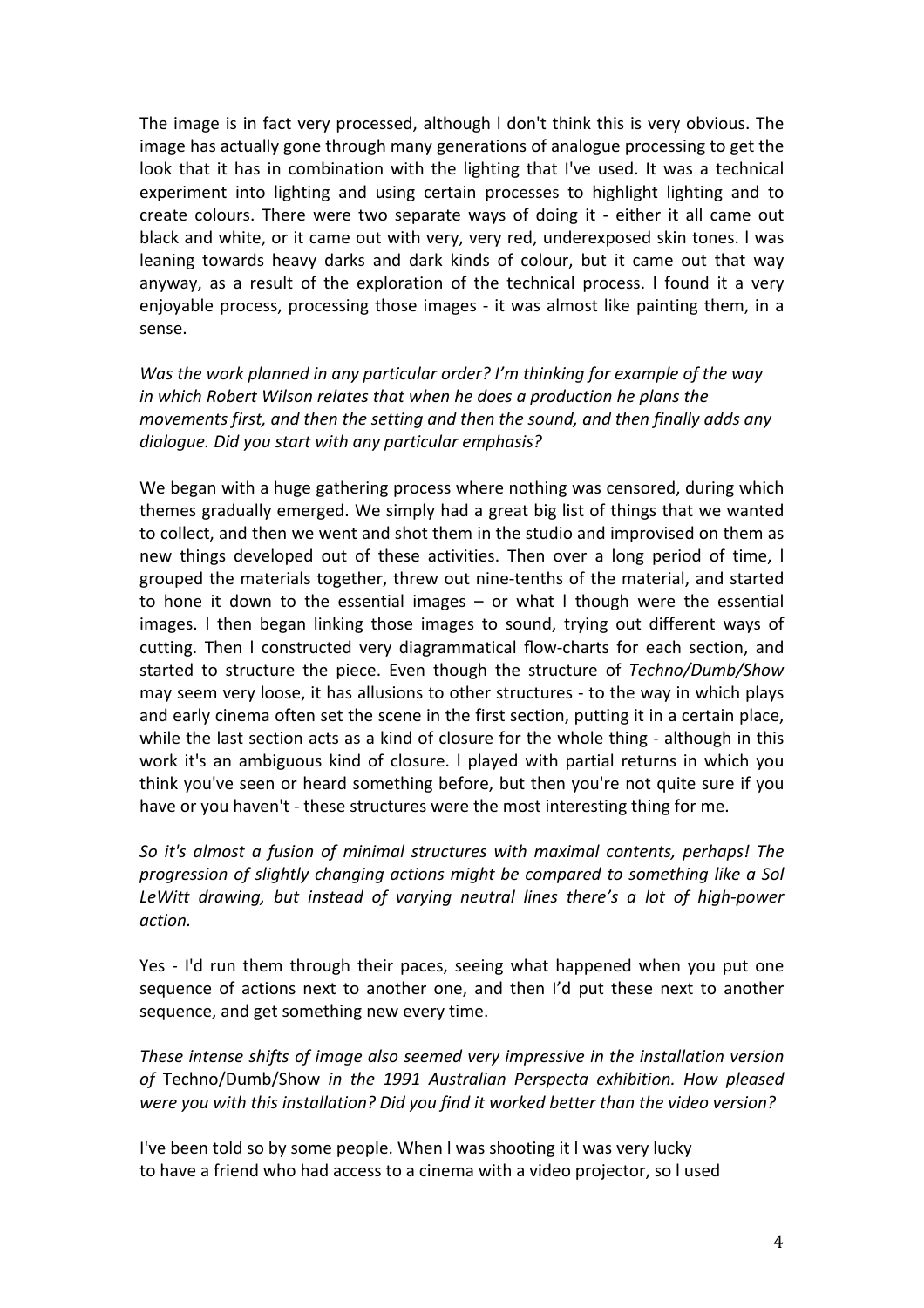The image is in fact very processed, although I don't think this is very obvious. The image has actually gone through many generations of analogue processing to get the look that it has in combination with the lighting that I've used. It was a technical experiment into lighting and using certain processes to highlight lighting and to create colours. There were two separate ways of doing it - either it all came out black and white, or it came out with very, very red, underexposed skin tones. I was leaning towards heavy darks and dark kinds of colour, but it came out that way anyway, as a result of the exploration of the technical process. I found it a very enjoyable process, processing those images - it was almost like painting them, in a sense.

*Was the work planned in any particular order? I'm thinking for example of the way in which Robert Wilson relates that when he does a production he plans the movements first, and then the setting and then the sound, and then finally adds any dialogue. Did you start with any particular emphasis?*

We began with a huge gathering process where nothing was censored, during which themes gradually emerged. We simply had a great big list of things that we wanted to collect, and then we went and shot them in the studio and improvised on them as new things developed out of these activities. Then over a long period of time, I grouped the materials together, threw out nine-tenths of the material, and started to hone it down to the essential images – or what I though were the essential images. I then began linking those images to sound, trying out different ways of cutting. Then I constructed very diagrammatical flow-charts for each section, and started to structure the piece. Even though the structure of *Techno/Dumb/Show* may seem very loose, it has allusions to other structures - to the way in which plays and early cinema often set the scene in the first section, putting it in a certain place, while the last section acts as a kind of closure for the whole thing - although in this work it's an ambiguous kind of closure. I played with partial returns in which you think you've seen or heard something before, but then you're not quite sure if you have or you haven't - these structures were the most interesting thing for me.

*So it's almost a fusion of minimal structures with maximal contents, perhaps! The progression of slightly changing actions might be compared to something like a Sol LeWitt drawing, but instead of varying neutral lines there's a lot of high-power action.*

Yes - I'd run them through their paces, seeing what happened when you put one sequence of actions next to another one, and then I'd put these next to another sequence, and get something new every time.

*These intense shifts of image also seemed very impressive in the installation version of* Techno/Dumb/Show *in the 1991 Australian Perspecta exhibition. How pleased were you with this installation? Did you find it worked better than the video version?*

I've been told so by some people. When I was shooting it I was very lucky to have a friend who had access to a cinema with a video projector, so I used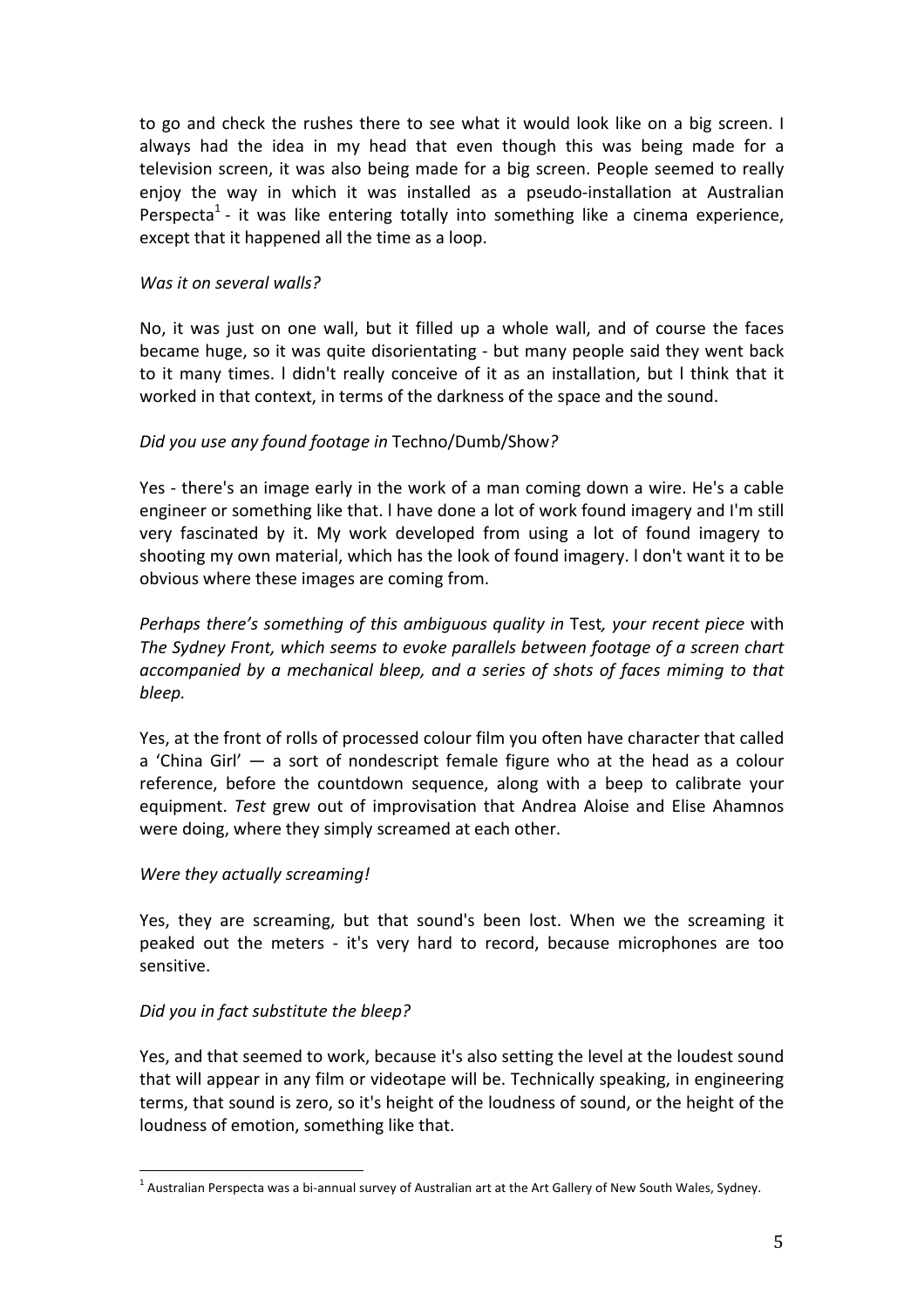to go and check the rushes there to see what it would look like on a big screen. I always had the idea in my head that even though this was being made for a television screen, it was also being made for a big screen. People seemed to really enjoy the way in which it was installed as a pseudo-installation at Australian Perspecta[1] - it was like entering totally into something like a cinema experience, except that it happened all the time as a loop.

*Was it on several walls?*

No, it was just on one wall, but it filled up a whole wall, and of course the faces became huge, so it was quite disorientating - but many people said they went back to it many times. I didn't really conceive of it as an installation, but I think that it worked in that context, in terms of the darkness of the space and the sound.

*Did you use any found footage in* Techno/Dumb/Show*?*

Yes - there's an image early in the work of a man coming down a wire. He's a cable engineer or something like that. I have done a lot of work found imagery and I'm still very fascinated by it. My work developed from using a lot of found imagery to shooting my own material, which has the look of found imagery. I don't want it to be obvious where these images are coming from.

*Perhaps there's something of this ambiguous quality in* Test*, your recent piece* with *The Sydney Front, which seems to evoke parallels between footage of a screen chart accompanied by a mechanical bleep, and a series of shots of faces miming to that bleep.*

Yes, at the front of rolls of processed colour film you often have character that called a 'China Girl' — a sort of nondescript female figure who at the head as a colour reference, before the countdown sequence, along with a beep to calibrate your equipment. *Test* grew out of improvisation that Andrea Aloise and Elise Ahamnos were doing, where they simply screamed at each other.

*Were they actually screaming!*

Yes, they are screaming, but that sound's been lost. When we the screaming it peaked out the meters - it's very hard to record, because microphones are too sensitive.

*Did you in fact substitute the bleep?*

Yes, and that seemed to work, because it's also setting the level at the loudest sound that will appear in any film or videotape will be. Technically speaking, in engineering terms, that sound is zero, so it's height of the loudness of sound, or the height of the loudness of emotion, something like that.

---

[1] Australian Perspecta was a bi-annual survey of Australian art at the Art Gallery of New South Wales, Sydney.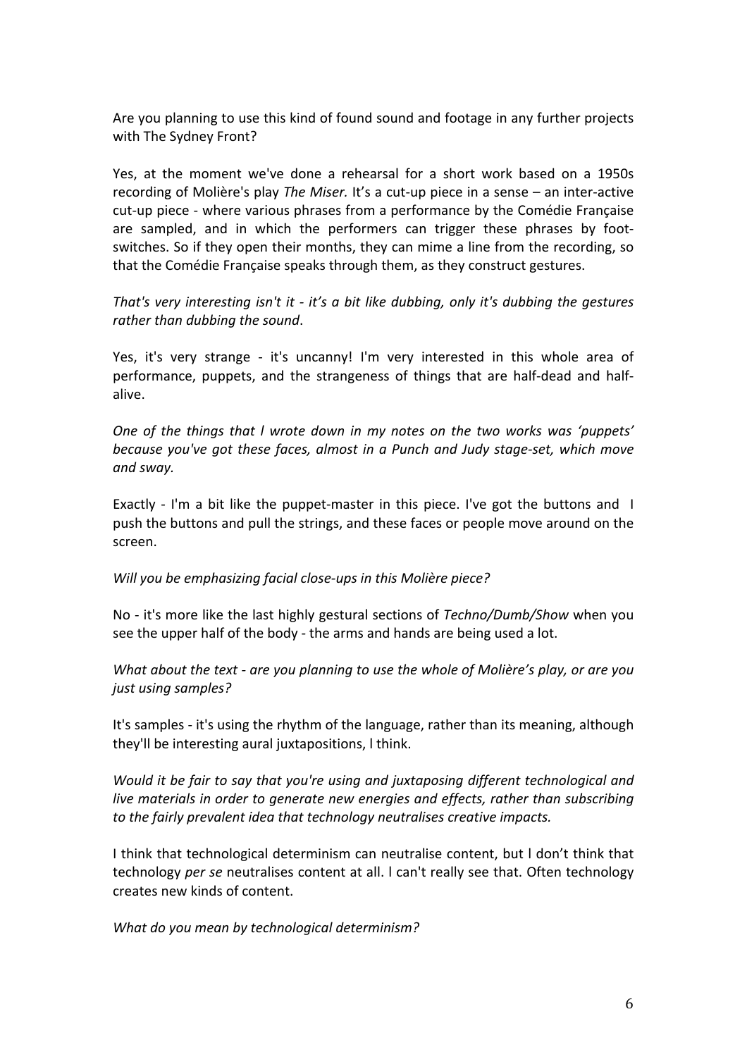Are you planning to use this kind of found sound and footage in any further projects with The Sydney Front?

Yes, at the moment we've done a rehearsal for a short work based on a 1950s recording of Molière's play *The Miser.* It's a cut-up piece in a sense – an inter-active cut-up piece - where various phrases from a performance by the Comédie Française are sampled, and in which the performers can trigger these phrases by foot-switches. So if they open their months, they can mime a line from the recording, so that the Comédie Française speaks through them, as they construct gestures.

*That's very interesting isn't it - it's a bit like dubbing, only it's dubbing the gestures rather than dubbing the sound*.

Yes, it's very strange - it's uncanny! I'm very interested in this whole area of performance, puppets, and the strangeness of things that are half-dead and half-alive.

*One of the things that l wrote down in my notes on the two works was 'puppets' because you've got these faces, almost in a Punch and Judy stage-set, which move and sway.*

Exactly - I'm a bit like the puppet-master in this piece. I've got the buttons and I push the buttons and pull the strings, and these faces or people move around on the screen.

*Will you be emphasizing facial close-ups in this Molière piece?*

No - it's more like the last highly gestural sections of *Techno/Dumb/Show* when you see the upper half of the body - the arms and hands are being used a lot.

*What about the text - are you planning to use the whole of Molière's play, or are you just using samples?*

It's samples - it's using the rhythm of the language, rather than its meaning, although they'll be interesting aural juxtapositions, l think.

*Would it be fair to say that you're using and juxtaposing different technological and live materials in order to generate new energies and effects, rather than subscribing to the fairly prevalent idea that technology neutralises creative impacts.*

I think that technological determinism can neutralise content, but l don't think that technology *per se* neutralises content at all. l can't really see that. Often technology creates new kinds of content.

*What do you mean by technological determinism?*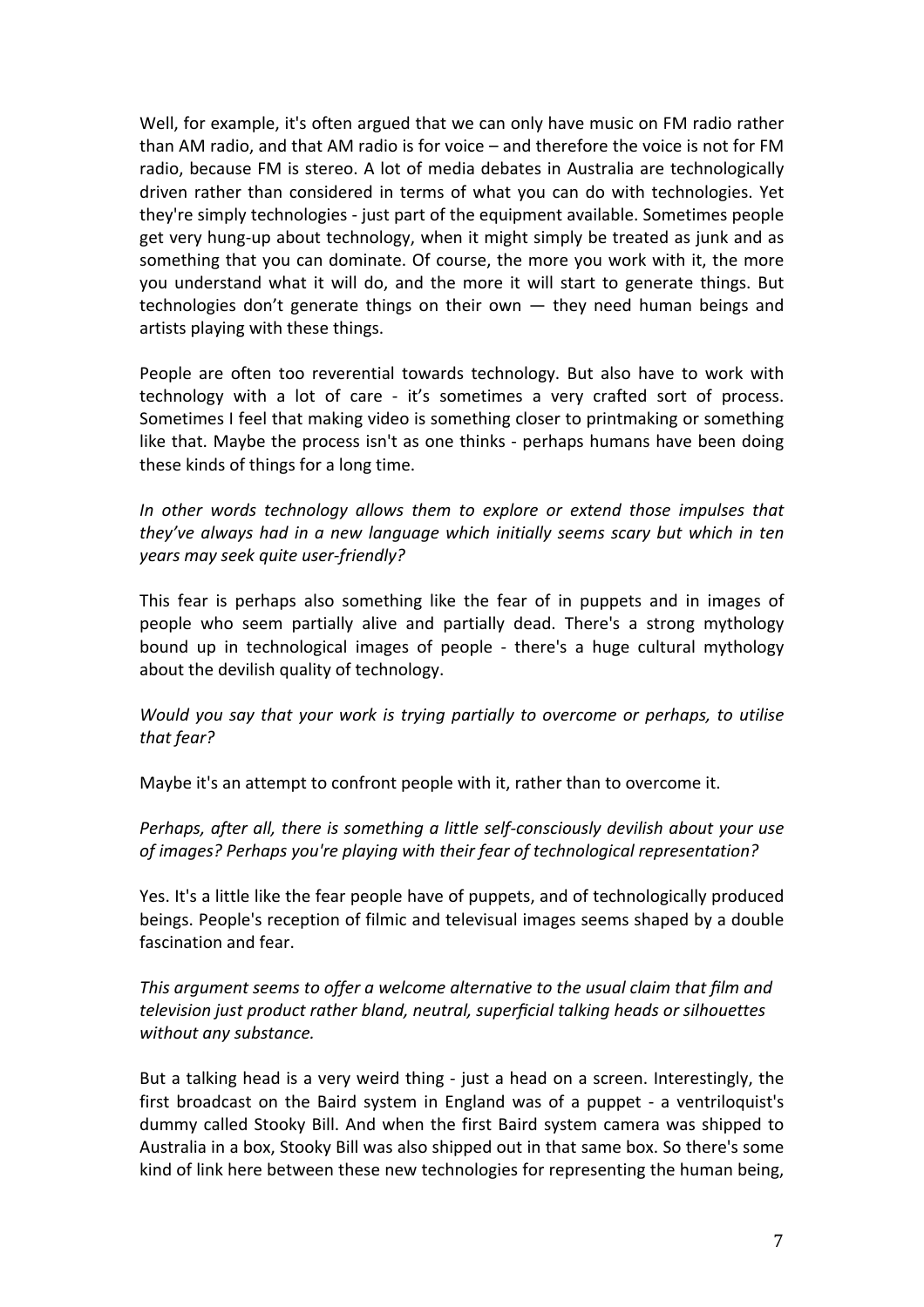Well, for example, it's often argued that we can only have music on FM radio rather than AM radio, and that AM radio is for voice – and therefore the voice is not for FM radio, because FM is stereo. A lot of media debates in Australia are technologically driven rather than considered in terms of what you can do with technologies. Yet they're simply technologies - just part of the equipment available. Sometimes people get very hung-up about technology, when it might simply be treated as junk and as something that you can dominate. Of course, the more you work with it, the more you understand what it will do, and the more it will start to generate things. But technologies don't generate things on their own — they need human beings and artists playing with these things.

People are often too reverential towards technology. But also have to work with technology with a lot of care - it's sometimes a very crafted sort of process. Sometimes I feel that making video is something closer to printmaking or something like that. Maybe the process isn't as one thinks - perhaps humans have been doing these kinds of things for a long time.

*In other words technology allows them to explore or extend those impulses that they've always had in a new language which initially seems scary but which in ten years may seek quite user-friendly?*

This fear is perhaps also something like the fear of in puppets and in images of people who seem partially alive and partially dead. There's a strong mythology bound up in technological images of people - there's a huge cultural mythology about the devilish quality of technology.

*Would you say that your work is trying partially to overcome or perhaps, to utilise that fear?*

Maybe it's an attempt to confront people with it, rather than to overcome it.

*Perhaps, after all, there is something a little self-consciously devilish about your use of images? Perhaps you're playing with their fear of technological representation?*

Yes. It's a little like the fear people have of puppets, and of technologically produced beings. People's reception of filmic and televisual images seems shaped by a double fascination and fear.

*This argument seems to offer a welcome alternative to the usual claim that film and television just product rather bland, neutral, superficial talking heads or silhouettes without any substance.*

But a talking head is a very weird thing - just a head on a screen. Interestingly, the first broadcast on the Baird system in England was of a puppet - a ventriloquist's dummy called Stooky Bill. And when the first Baird system camera was shipped to Australia in a box, Stooky Bill was also shipped out in that same box. So there's some kind of link here between these new technologies for representing the human being,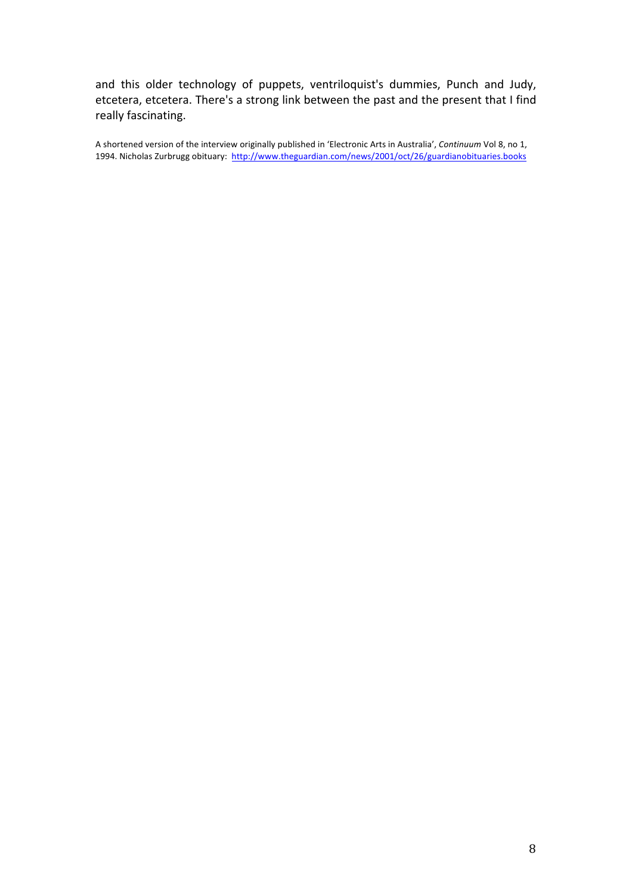and this older technology of puppets, ventriloquist's dummies, Punch and Judy, etcetera, etcetera. There's a strong link between the past and the present that I find really fascinating.

A shortened version of the interview originally published in 'Electronic Arts in Australia', *Continuum* Vol 8, no 1, 1994. Nicholas Zurbrugg obituary: [http://www.theguardian.com/news/2001/oct/26/guardianobituaries.books](http://www.theguardian.com/news/2001/oct/26/guardianobituaries.books)